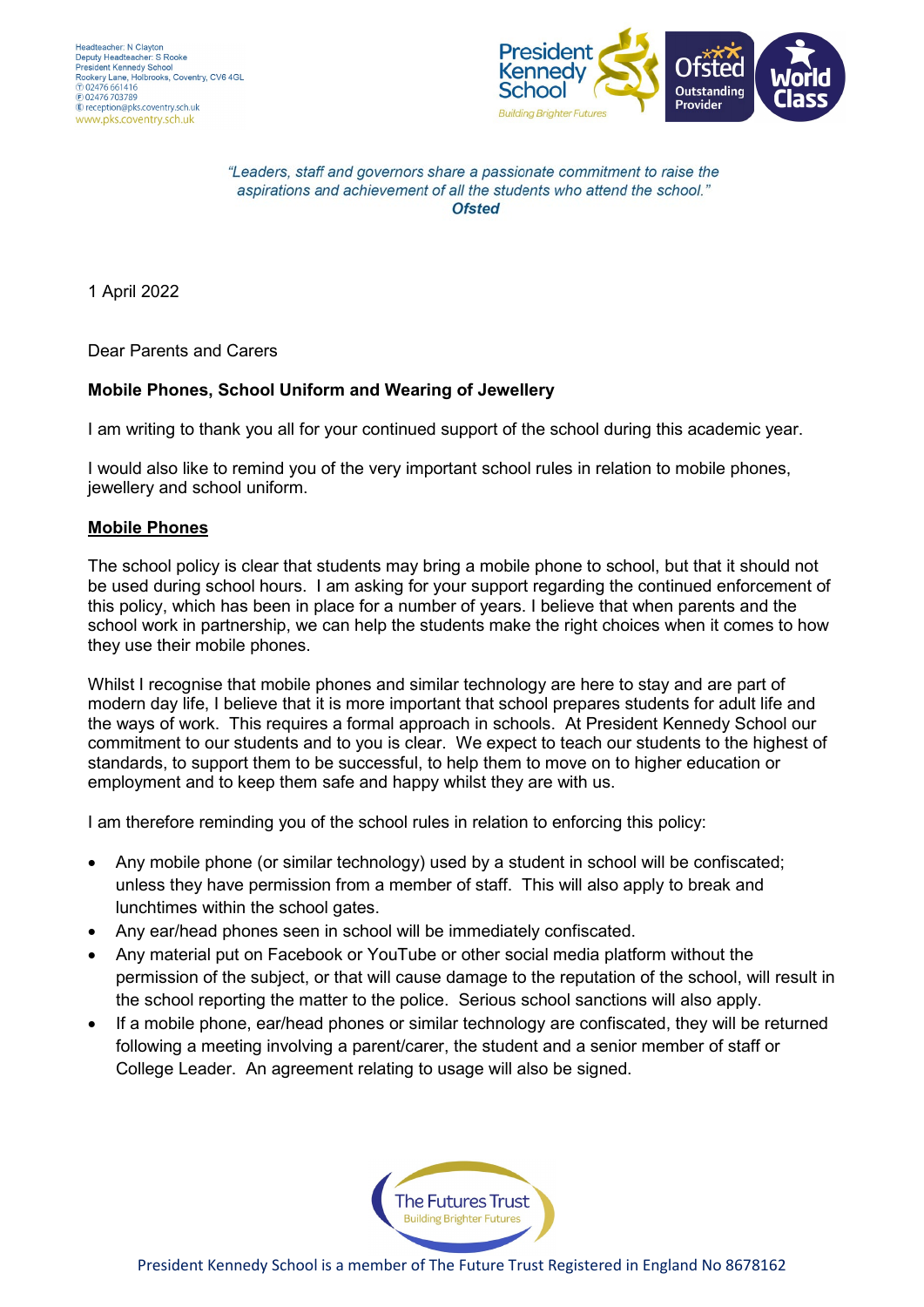Headteacher: N Clayton
Deputy Headteacher: S Rooke
President Kennedy School
Rookery Lane, Holbrooks, Coventry, CV6 4GL
T 02476 661416
F 02476 703789
E reception@pks.coventry.sch.uk
www.pks.coventry.sch.uk

*"Leaders, staff and governors share a passionate commitment to raise the aspirations and achievement of all the students who attend the school."*
***Ofsted***

1 April 2022

Dear Parents and Carers

**Mobile Phones, School Uniform and Wearing of Jewellery**

I am writing to thank you all for your continued support of the school during this academic year.

I would also like to remind you of the very important school rules in relation to mobile phones, jewellery and school uniform.

**Mobile Phones**

The school policy is clear that students may bring a mobile phone to school, but that it should not be used during school hours. I am asking for your support regarding the continued enforcement of this policy, which has been in place for a number of years. I believe that when parents and the school work in partnership, we can help the students make the right choices when it comes to how they use their mobile phones.

Whilst I recognise that mobile phones and similar technology are here to stay and are part of modern day life, I believe that it is more important that school prepares students for adult life and the ways of work. This requires a formal approach in schools. At President Kennedy School our commitment to our students and to you is clear. We expect to teach our students to the highest of standards, to support them to be successful, to help them to move on to higher education or employment and to keep them safe and happy whilst they are with us.

I am therefore reminding you of the school rules in relation to enforcing this policy:

- Any mobile phone (or similar technology) used by a student in school will be confiscated; unless they have permission from a member of staff. This will also apply to break and lunchtimes within the school gates.
- Any ear/head phones seen in school will be immediately confiscated.
- Any material put on Facebook or YouTube or other social media platform without the permission of the subject, or that will cause damage to the reputation of the school, will result in the school reporting the matter to the police. Serious school sanctions will also apply.
- If a mobile phone, ear/head phones or similar technology are confiscated, they will be returned following a meeting involving a parent/carer, the student and a senior member of staff or College Leader. An agreement relating to usage will also be signed.

President Kennedy School is a member of The Future Trust Registered in England No 8678162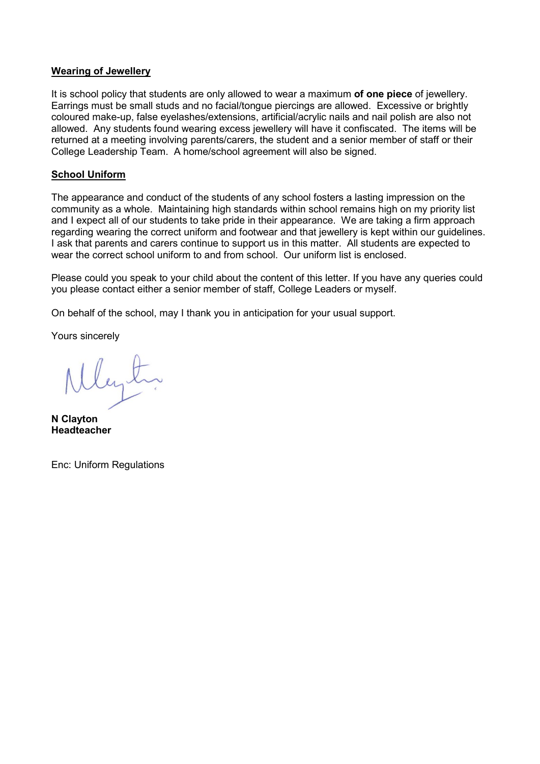**<u>Wearing of Jewellery</u>**

It is school policy that students are only allowed to wear a maximum **of one piece** of jewellery. Earrings must be small studs and no facial/tongue piercings are allowed. Excessive or brightly coloured make-up, false eyelashes/extensions, artificial/acrylic nails and nail polish are also not allowed. Any students found wearing excess jewellery will have it confiscated. The items will be returned at a meeting involving parents/carers, the student and a senior member of staff or their College Leadership Team. A home/school agreement will also be signed.

**<u>School Uniform</u>**

The appearance and conduct of the students of any school fosters a lasting impression on the community as a whole. Maintaining high standards within school remains high on my priority list and I expect all of our students to take pride in their appearance. We are taking a firm approach regarding wearing the correct uniform and footwear and that jewellery is kept within our guidelines. I ask that parents and carers continue to support us in this matter. All students are expected to wear the correct school uniform to and from school. Our uniform list is enclosed.

Please could you speak to your child about the content of this letter. If you have any queries could you please contact either a senior member of staff, College Leaders or myself.

On behalf of the school, may I thank you in anticipation for your usual support.

Yours sincerely

**N Clayton**
**Headteacher**

Enc: Uniform Regulations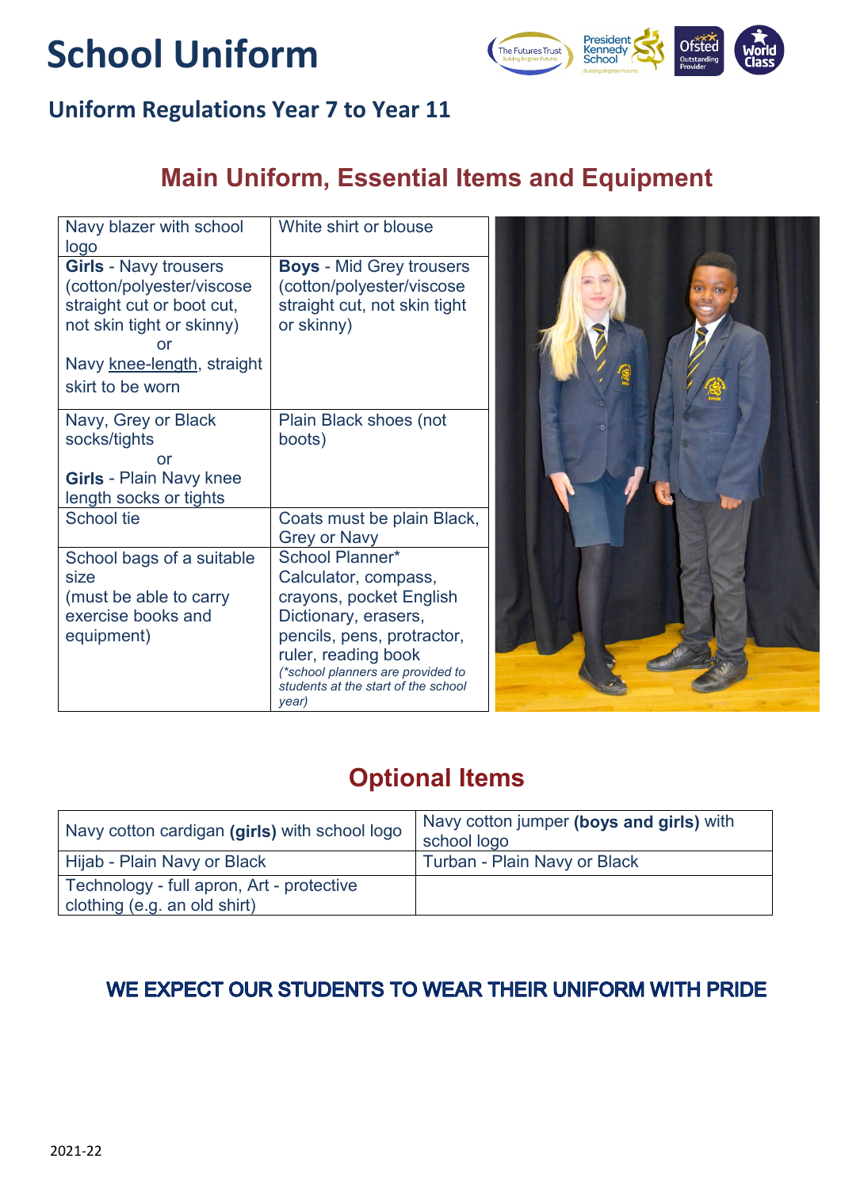# School Uniform

## Uniform Regulations Year 7 to Year 11

## Main Uniform, Essential Items and Equipment

| | |
|---|---|
| Navy blazer with school logo | White shirt or blouse |
| **Girls** - Navy trousers (cotton/polyester/viscose straight cut or boot cut, not skin tight or skinny) or Navy knee-length, straight skirt to be worn | **Boys** - Mid Grey trousers (cotton/polyester/viscose straight cut, not skin tight or skinny) |
| Navy, Grey or Black socks/tights or **Girls** - Plain Navy knee length socks or tights | Plain Black shoes (not boots) |
| School tie | Coats must be plain Black, Grey or Navy |
| School bags of a suitable size (must be able to carry exercise books and equipment) | School Planner* Calculator, compass, crayons, pocket English Dictionary, erasers, pencils, pens, protractor, ruler, reading book *(\*school planners are provided to students at the start of the school year)* |

## Optional Items

| | |
|---|---|
| Navy cotton cardigan **(girls)** with school logo | Navy cotton jumper **(boys and girls)** with school logo |
| Hijab - Plain Navy or Black | Turban - Plain Navy or Black |
| Technology - full apron, Art - protective clothing (e.g. an old shirt) | |

**WE EXPECT OUR STUDENTS TO WEAR THEIR UNIFORM WITH PRIDE**

2021-22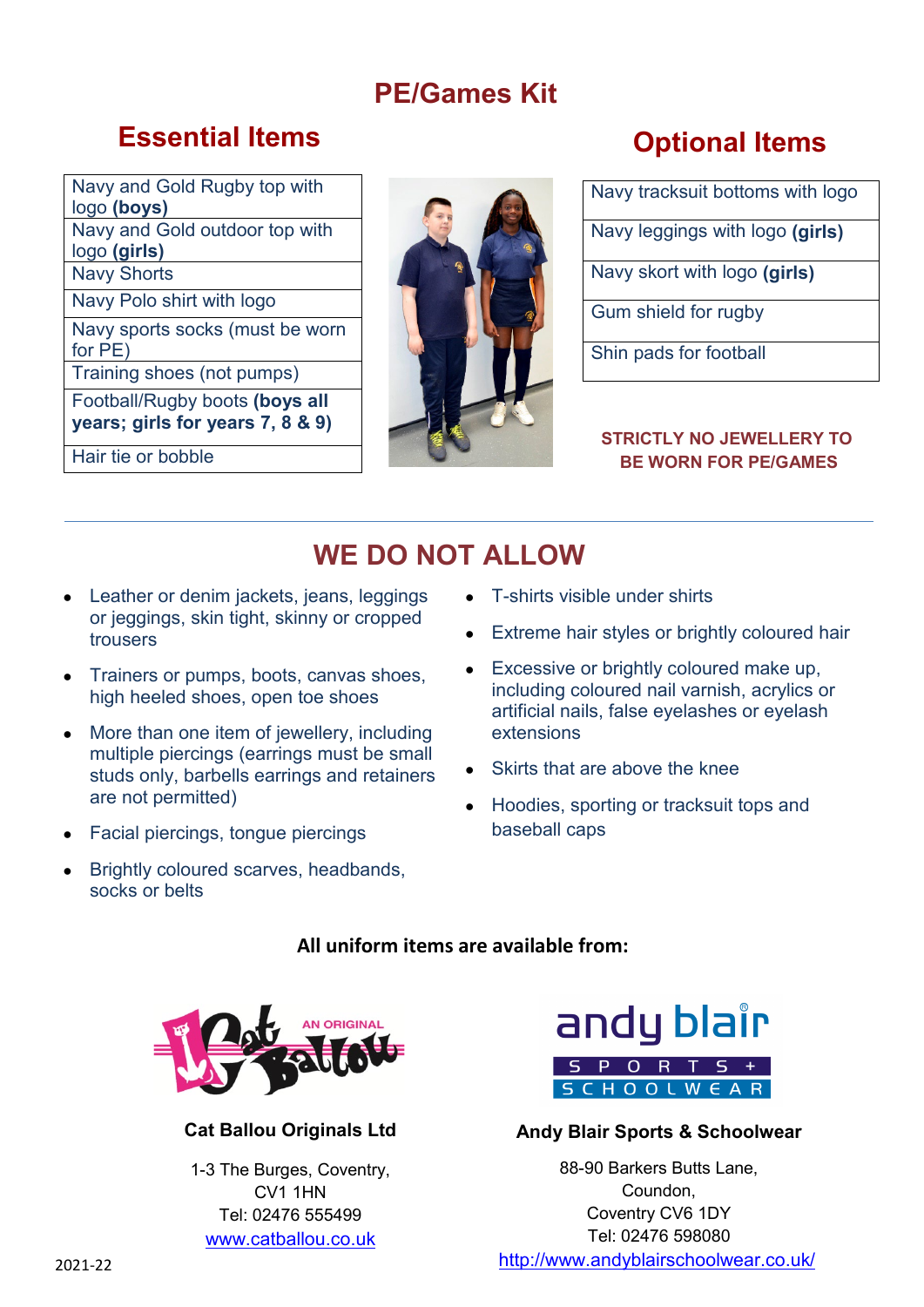# PE/Games Kit

## Essential Items

| |
|---|
| Navy and Gold Rugby top with logo **(boys)** |
| Navy and Gold outdoor top with logo **(girls)** |
| Navy Shorts |
| Navy Polo shirt with logo |
| Navy sports socks (must be worn for PE) |
| Training shoes (not pumps) |
| Football/Rugby boots **(boys all years; girls for years 7, 8 & 9)** |
| Hair tie or bobble |

## Optional Items

| |
|---|
| Navy tracksuit bottoms with logo |
| Navy leggings with logo **(girls)** |
| Navy skort with logo **(girls)** |
| Gum shield for rugby |
| Shin pads for football |

**STRICTLY NO JEWELLERY TO BE WORN FOR PE/GAMES**

## WE DO NOT ALLOW

- Leather or denim jackets, jeans, leggings or jeggings, skin tight, skinny or cropped trousers
- Trainers or pumps, boots, canvas shoes, high heeled shoes, open toe shoes
- More than one item of jewellery, including multiple piercings (earrings must be small studs only, barbells earrings and retainers are not permitted)
- Facial piercings, tongue piercings
- Brightly coloured scarves, headbands, socks or belts
- T-shirts visible under shirts
- Extreme hair styles or brightly coloured hair
- Excessive or brightly coloured make up, including coloured nail varnish, acrylics or artificial nails, false eyelashes or eyelash extensions
- Skirts that are above the knee
- Hoodies, sporting or tracksuit tops and baseball caps

**All uniform items are available from:**

**Cat Ballou Originals Ltd**

1-3 The Burges, Coventry,
CV1 1HN
Tel: 02476 555499
www.catballou.co.uk

**Andy Blair Sports & Schoolwear**

88-90 Barkers Butts Lane,
Coundon,
Coventry CV6 1DY
Tel: 02476 598080
http://www.andyblairschoolwear.co.uk/

2021-22